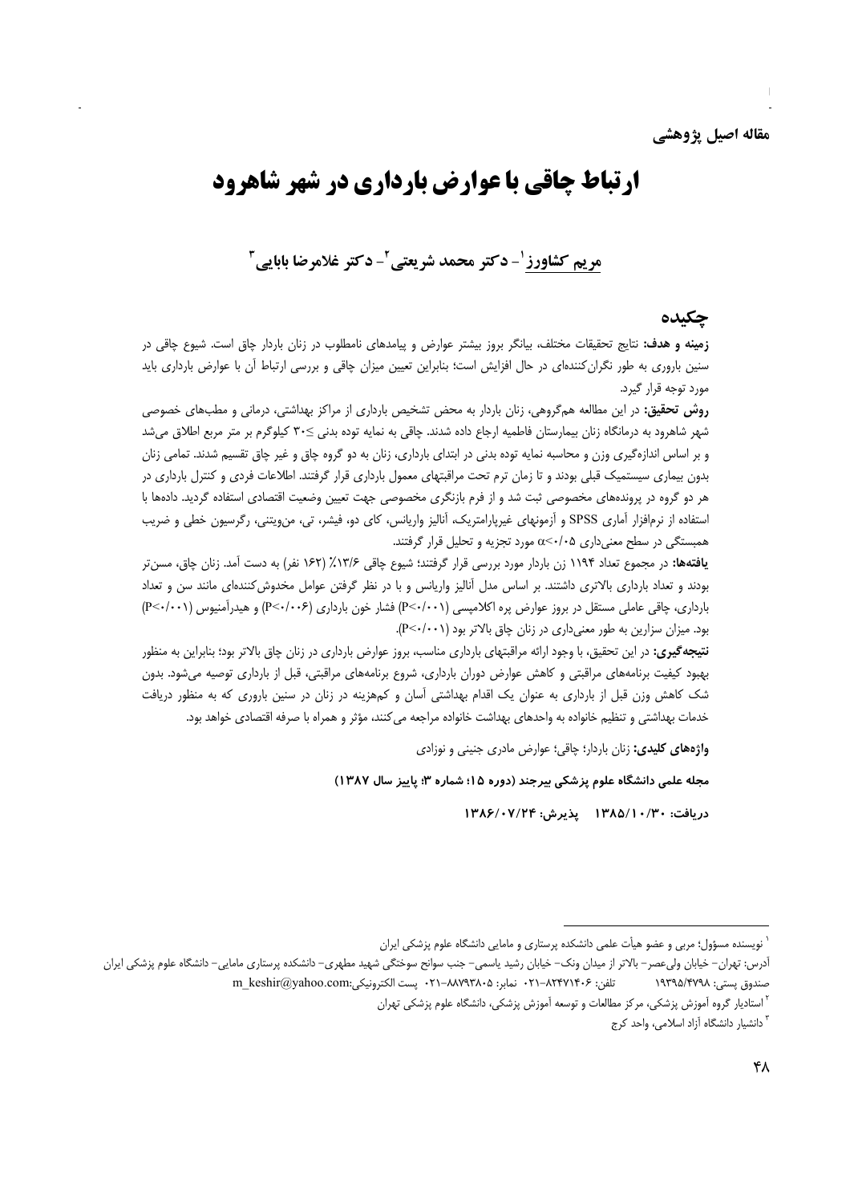**مقاله اصیل پژوهشی**

# ارتباط چاقی با عوارض بارداری در شهر شاهرود

**مریم کشاورز[1] - دکتر محمد شریعتی[2] - دکتر غلامرضا بابایی[3]**

## چکیده

**زمینه و هدف:** نتایج تحقیقات مختلف، بیانگر بروز بیشتر عوارض و پیامدهای نامطلوب در زنان باردار چاق است. شیوع چاقی در سنین باروری به طور نگران‌کننده‌ای در حال افزایش است؛ بنابراین تعیین میزان چاقی و بررسی ارتباط آن با عوارض بارداری باید مورد توجه قرار گیرد.

**روش تحقیق:** در این مطالعه هم‌گروهی، زنان باردار به محض تشخیص بارداری از مراکز بهداشتی، درمانی و مطب‌های خصوصی شهر شاهرود به درمانگاه زنان بیمارستان فاطمیه ارجاع داده شدند. چاقی به نمایه توده بدنی ≥۳۰ کیلوگرم بر متر مربع اطلاق می‌شد و بر اساس اندازه‌گیری وزن و محاسبه نمایه توده بدنی در ابتدای بارداری، زنان به دو گروه چاق و غیر چاق تقسیم شدند. تمامی زنان بدون بیماری سیستمیک قبلی بودند و تا زمان ترم تحت مراقبتهای معمول بارداری قرار گرفتند. اطلاعات فردی و کنترل بارداری در هر دو گروه در پرونده‌های مخصوصی ثبت شد و از فرم بازنگری مخصوصی جهت تعیین وضعیت اقتصادی استفاده گردید. داده‌ها با استفاده از نرم‌افزار آماری SPSS و آزمونهای غیرپارامتریک، آنالیز واریانس، کای دو، فیشر، تی، من‌ویتنی، رگرسیون خطی و ضریب همبستگی در سطح معنی‌داری $\alpha$<۰/۰۵ مورد تجزیه و تحلیل قرار گرفتند.

**یافته‌ها:** در مجموع تعداد ۱۱۹۴ زن باردار مورد بررسی قرار گرفتند؛ شیوع چاقی ۱۳/۶٪ (۱۶۲ نفر) به دست آمد. زنان چاق، مسن‌تر بودند و تعداد بارداری بالاتری داشتند. بر اساس مدل آنالیز واریانس و با در نظر گرفتن عوامل مخدوش‌کننده‌ای مانند سن و تعداد بارداری، چاقی عاملی مستقل در بروز عوارض پره اکلامپسی (P<۰/۰۰۱) فشار خون بارداری (P<۰/۰۰۶) و هیدرآمنیوس (P<۰/۰۰۱) بود. میزان سزارین به طور معنی‌داری در زنان چاق بالاتر بود (P<۰/۰۰۱).

**نتیجه‌گیری:** در این تحقیق، با وجود ارائه مراقبتهای بارداری مناسب، بروز عوارض بارداری در زنان چاق بالاتر بود؛ بنابراین به منظور بهبود کیفیت برنامه‌های مراقبتی و کاهش عوارض دوران بارداری، شروع برنامه‌های مراقبتی، قبل از بارداری توصیه می‌شود. بدون شک کاهش وزن قبل از بارداری به عنوان یک اقدام بهداشتی آسان و کم‌هزینه در زنان در سنین باروری که به منظور دریافت خدمات بهداشتی و تنظیم خانواده به واحدهای بهداشت خانواده مراجعه می‌کنند، مؤثر و همراه با صرفه اقتصادی خواهد بود.

**واژه‌های کلیدی:** زنان باردار؛ چاقی؛ عوارض مادری جنینی و نوزادی

**مجله علمی دانشگاه علوم پزشکی بیرجند (دوره ۱۵؛ شماره ۳؛ پاییز سال ۱۳۸۷)**

**دریافت: ۱۳۸۵/۱۰/۳۰ پذیرش: ۱۳۸۶/۰۷/۲۴**

---

[1] نویسنده مسؤول؛ مربی و عضو هیأت علمی دانشکده پرستاری و مامایی دانشگاه علوم پزشکی ایران
آدرس: تهران- خیابان ولی‌عصر- بالاتر از میدان ونک- خیابان رشید یاسمی- جنب سوانح سوختگی شهید مطهری- دانشکده پرستاری مامایی- دانشگاه علوم پزشکی ایران
صندوق پستی: ۱۹۳۹۵/۴۷۹۸ تلفن: ۰۲۱-۸۲۴۷۱۴۰۶ نمابر: ۰۲۱-۸۸۷۹۳۸۰۵ پست الکترونیکی:m_keshir@yahoo.com

[2] استادیار گروه آموزش پزشکی، مرکز مطالعات و توسعه آموزش پزشکی، دانشگاه علوم پزشکی تهران

[3] دانشیار دانشگاه آزاد اسلامی، واحد کرج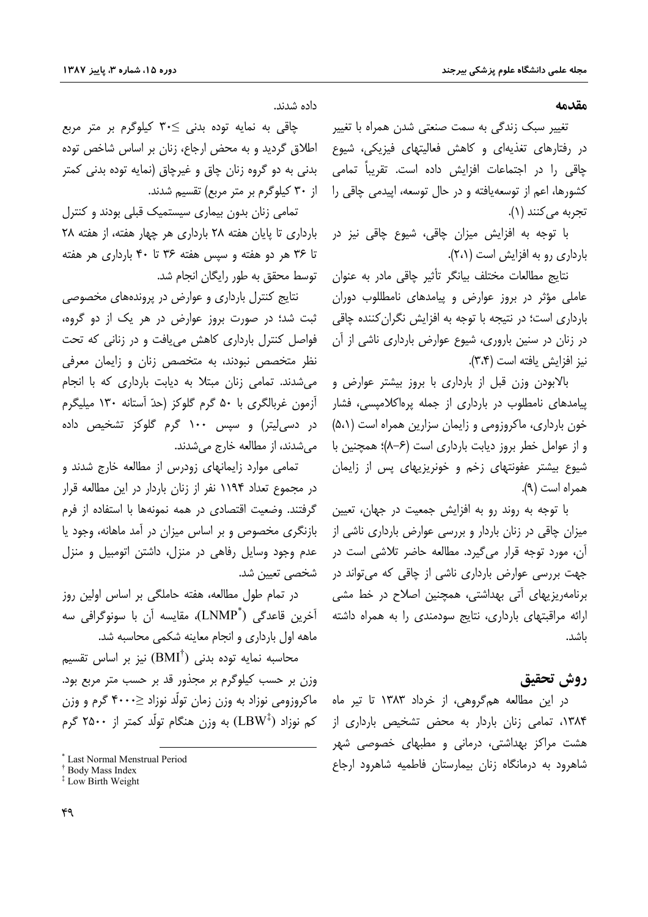## مقدمه

تغییر سبک زندگی به سمت صنعتی شدن همراه با تغییر در رفتارهای تغذیه‌ای و کاهش فعالیتهای فیزیکی، شیوع چاقی را در اجتماعات افزایش داده است. تقریباً تمامی کشورها، اعم از توسعه‌یافته و در حال توسعه، اپیدمی چاقی را تجربه می‌کنند (۱).

با توجه به افزایش میزان چاقی، شیوع چاقی نیز در بارداری رو به افزایش است (۲،۱).

نتایج مطالعات مختلف بیانگر تأثیر چاقی مادر به عنوان عاملی مؤثر در بروز عوارض و پیامدهای نامطلوب دوران بارداری است؛ در نتیجه با توجه به افزایش نگران‌کننده چاقی در زنان در سنین باروری، شیوع عوارض بارداری ناشی از آن نیز افزایش یافته است (۳،۴).

بالابودن وزن قبل از بارداری با بروز بیشتر عوارض و پیامدهای نامطلوب در بارداری از جمله پره‌اکلامپسی، فشار خون بارداری، ماکروزومی و زایمان سزارین همراه است (۵،۱) و از عوامل خطر بروز دیابت بارداری است (۶-۸)؛ همچنین با شیوع بیشتر عفونتهای زخم و خونریزیهای پس از زایمان همراه است (۹).

با توجه به روند رو به افزایش جمعیت در جهان، تعیین میزان چاقی در زنان باردار و بررسی عوارض بارداری ناشی از آن، مورد توجه قرار می‌گیرد. مطالعه حاضر تلاشی است در جهت بررسی عوارض بارداری ناشی از چاقی که می‌تواند در برنامه‌ریزیهای آتی بهداشتی، همچنین اصلاح در خط مشی ارائه مراقبتهای بارداری، نتایج سودمندی را به همراه داشته باشد.

## روش تحقیق

در این مطالعه هم‌گروهی، از خرداد ۱۳۸۳ تا تیر ماه ۱۳۸۴، تمامی زنان باردار به محض تشخیص بارداری از هشت مراکز بهداشتی، درمانی و مطبهای خصوصی شهر شاهرود به درمانگاه زنان بیمارستان فاطمیه شاهرود ارجاع داده شدند.

چاقی به نمایه توده بدنی ≥۳۰ کیلوگرم بر متر مربع اطلاق گردید و به محض ارجاع، زنان بر اساس شاخص توده بدنی به دو گروه زنان چاق و غیرچاق (نمایه توده بدنی کمتر از ۳۰ کیلوگرم بر متر مربع) تقسیم شدند.

تمامی زنان بدون بیماری سیستمیک قبلی بودند و کنترل بارداری تا پایان هفته ۲۸ بارداری هر چهار هفته، از هفته ۲۸ تا ۳۶ هر دو هفته و سپس هفته ۳۶ تا ۴۰ بارداری هر هفته توسط محقق به طور رایگان انجام شد.

نتایج کنترل بارداری و عوارض در پرونده‌های مخصوصی ثبت شد؛ در صورت بروز عوارض در هر یک از دو گروه، فواصل کنترل بارداری کاهش می‌یافت و در زنانی که تحت نظر متخصص نبودند، به متخصص زنان و زایمان معرفی می‌شدند. تمامی زنان مبتلا به دیابت بارداری که با انجام آزمون غربالگری با ۵۰ گرم گلوکز (حدّ آستانه ۱۳۰ میلیگرم در دسی‌لیتر) و سپس ۱۰۰ گرم گلوکز تشخیص داده می‌شدند، از مطالعه خارج می‌شدند.

تمامی موارد زایمانهای زودرس از مطالعه خارج شدند و در مجموع تعداد ۱۱۹۴ نفر از زنان باردار در این مطالعه قرار گرفتند. وضعیت اقتصادی در همه نمونه‌ها با استفاده از فرم بازنگری مخصوص و بر اساس میزان در آمد ماهانه، وجود یا عدم وجود وسایل رفاهی در منزل، داشتن اتومبیل و منزل شخصی تعیین شد.

در تمام طول مطالعه، هفته حاملگی بر اساس اولین روز آخرین قاعدگی (LNMP*)، مقایسه آن با سونوگرافی سه ماهه اول بارداری و انجام معاینه شکمی محاسبه شد.

محاسبه نمایه توده بدنی (BMI†) نیز بر اساس تقسیم وزن بر حسب کیلوگرم بر مجذور قد بر حسب متر مربع بود. ماکروزومی نوزاد به وزن زمان تولّد نوزاد ≥۴۰۰۰ گرم و وزن کم نوزاد (LBW‡) به وزن هنگام تولّد کمتر از ۲۵۰۰ گرم

---

* Last Normal Menstrual Period
† Body Mass Index
‡ Low Birth Weight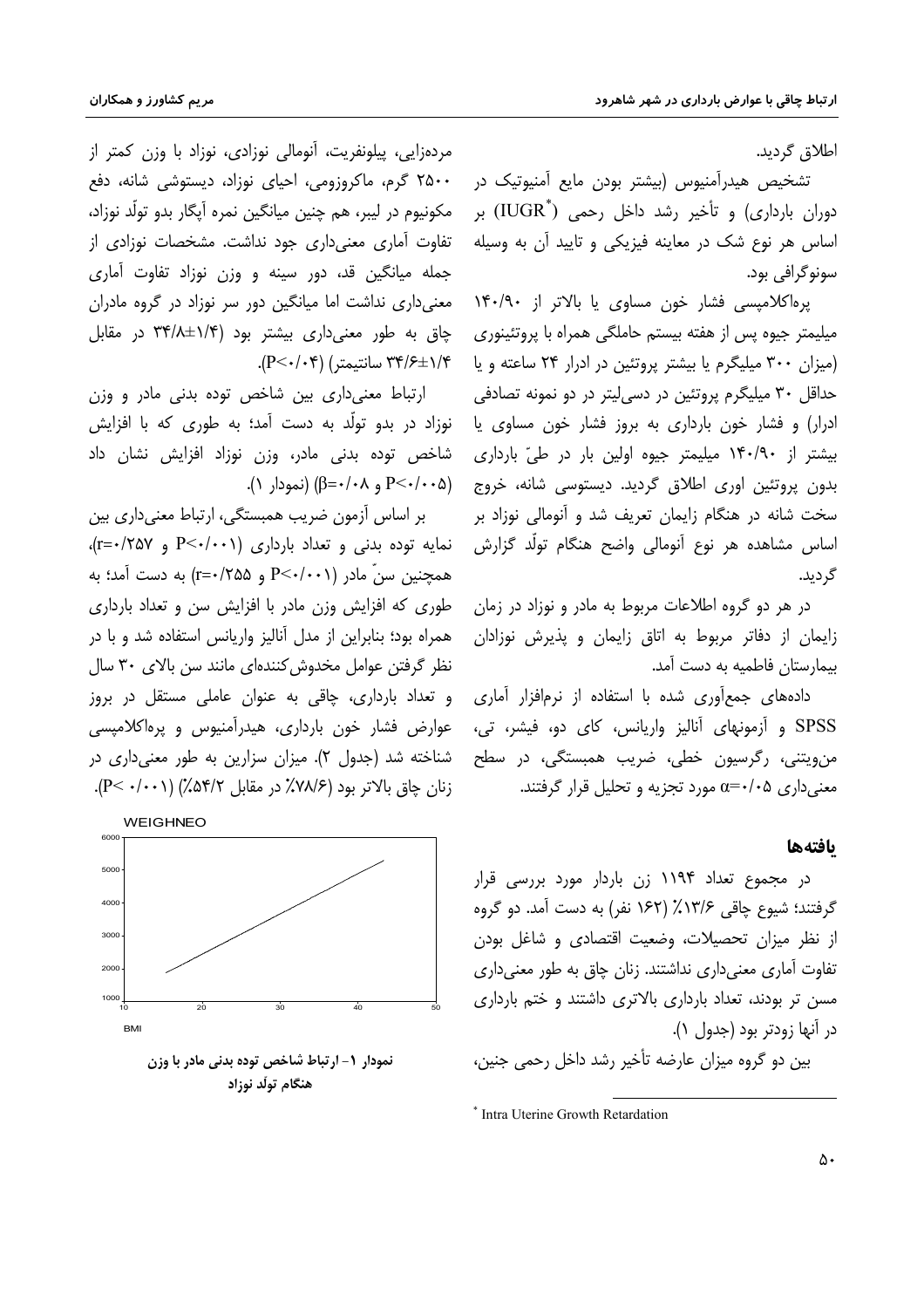اطلاق گردید.

تشخیص هیدرآمنیوس (بیشتر بودن مایع آمنیوتیک در دوران بارداری) و تأخیر رشد داخل رحمی (IUGR[*]) بر اساس هر نوع شک در معاینه فیزیکی و تایید آن به وسیله سونوگرافی بود.

پره‌اکلامپسی فشار خون مساوی یا بالاتر از ۱۴۰/۹۰ میلیمتر جیوه پس از هفته بیستم حاملگی همراه با پروتئینوری (میزان ۳۰۰ میلیگرم یا بیشتر پروتئین در ادرار ۲۴ ساعته و یا حداقل ۳۰ میلیگرم پروتئین در دسی‌لیتر در دو نمونه تصادفی ادرار) و فشار خون بارداری به بروز فشار خون مساوی یا بیشتر از ۱۴۰/۹۰ میلیمتر جیوه اولین بار در طیّ بارداری بدون پروتئین اوری اطلاق گردید. دیستوسی شانه، خروج سخت شانه در هنگام زایمان تعریف شد و آنومالی نوزاد بر اساس مشاهده هر نوع آنومالی واضح هنگام تولّد گزارش گردید.

در هر دو گروه اطلاعات مربوط به مادر و نوزاد در زمان زایمان از دفاتر مربوط به اتاق زایمان و پذیرش نوزادان بیمارستان فاطمیه به دست آمد.

داده‌های جمع‌آوری شده با استفاده از نرم‌افزار آماری SPSS و آزمونهای آنالیز واریانس، کای دو، فیشر، تی، من‌ویتنی، رگرسیون خطی، ضریب همبستگی، در سطح معنی‌داری $\alpha=0/05$ مورد تجزیه و تحلیل قرار گرفتند.

## یافته‌ها

در مجموع تعداد ۱۱۹۴ زن باردار مورد بررسی قرار گرفتند؛ شیوع چاقی ۱۳/۶٪ (۱۶۲ نفر) به دست آمد. دو گروه از نظر میزان تحصیلات، وضعیت اقتصادی و شاغل بودن تفاوت آماری معنی‌داری نداشتند. زنان چاق به طور معنی‌داری مسن تر بودند، تعداد بارداری بالاتری داشتند و ختم بارداری در آنها زودتر بود (جدول ۱).

بین دو گروه میزان عارضه تأخیر رشد داخل رحمی جنین، مرده‌زایی، پیلونفریت، آنومالی نوزادی، نوزاد با وزن کمتر از ۲۵۰۰ گرم، ماکروزومی، احیای نوزاد، دیستوشی شانه، دفع مکونیوم در لیبر، هم چنین میانگین نمره آپگار بدو تولّد نوزاد، تفاوت آماری معنی‌داری وجود نداشت. مشخصات نوزادی از جمله میانگین قد، دور سینه و وزن نوزاد تفاوت آماری معنی‌داری نداشت اما میانگین دور سر نوزاد در گروه مادران چاق به طور معنی‌داری بیشتر بود (۱/۴±۳۴/۸ در مقابل ۱/۴±۳۴/۶ سانتیمتر) ($P<0/04$).

ارتباط معنی‌داری بین شاخص توده بدنی مادر و وزن نوزاد در بدو تولّد به دست آمد؛ به طوری که با افزایش شاخص توده بدنی مادر، وزن نوزاد افزایش نشان داد ($P<0/005$ و $\beta=0/08$) (نمودار ۱).

بر اساس آزمون ضریب همبستگی، ارتباط معنی‌داری بین نمایه توده بدنی و تعداد بارداری ($P<0/001$ و $r=0/257$)، همچنین سنّ مادر ($P<0/001$ و $r=0/255$) به دست آمد؛ به طوری که افزایش وزن مادر با افزایش سن و تعداد بارداری همراه بود؛ بنابراین از مدل آنالیز واریانس استفاده شد و با در نظر گرفتن عوامل مخدوش‌کننده‌ای مانند سن بالای ۳۰ سال و تعداد بارداری، چاقی به عنوان عاملی مستقل در بروز عوارض فشار خون بارداری، هیدرآمنیوس و پره‌اکلامپسی شناخته شد (جدول ۲). میزان سزارین به طور معنی‌داری در زنان چاق بالاتر بود (۷۸/۶٪ در مقابل ۵۴/۲٪) ($P<0/001$).

نمودار ۱- ارتباط شاخص توده بدنی مادر با وزن هنگام تولّد نوزاد

[*] Intra Uterine Growth Retardation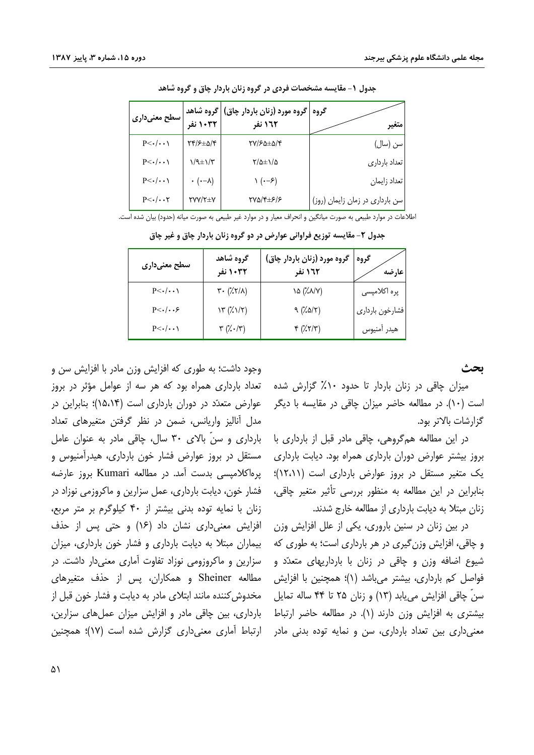جدول ۱- مقایسه مشخصات فردی در گروه زنان باردار چاق و گروه شاهد

| متغیر / گروه | گروه مورد (زنان باردار چاق) ۱۶۲ نفر | گروه شاهد ۱۰۳۲ نفر | سطح معنی‌داری |
| --- | --- | --- | --- |
| سن (سال) | ۲۷/۶۵±۵/۴ | ۲۴/۶±۵/۴ | P<۰/۰۰۱ |
| تعداد بارداری | ۲/۵±۱/۵ | ۱/۹±۱/۳ | P<۰/۰۰۱ |
| تعداد زایمان | ۱ (۰-۶) | ۰ (۰-۸) | P<۰/۰۰۱ |
| سن بارداری در زمان زایمان (روز) | ۲۷۵/۴±۶/۶ | ۲۷۷/۲±۷ | P<۰/۰۰۲ |

اطلاعات در موارد طبیعی به صورت میانگین و انحراف معیار و در موارد غیر طبیعی به صورت میانه (حدود) بیان شده است.

جدول ۲- مقایسه توزیع فراوانی عوارض در دو گروه زنان باردار چاق و غیر چاق

| عارضه / گروه | گروه مورد (زنان باردار چاق) ۱۶۲ نفر | گروه شاهد ۱۰۳۲ نفر | سطح معنی‌داری |
| --- | --- | --- | --- |
| پره اکلامپسی | ۱۵ (٪۸/۷) | ۳۰ (٪۲/۸) | P<۰/۰۰۱ |
| فشارخون بارداری | ۹ (٪۵/۲) | ۱۳ (٪۱/۲) | P<۰/۰۰۶ |
| هیدر آمنیوس | ۴ (٪۲/۳) | ۳ (٪۰/۳) | P<۰/۰۰۱ |

## بحث

میزان چاقی در زنان باردار تا حدود ۱۰٪ گزارش شده است (۱۰). در مطالعه حاضر میزان چاقی در مقایسه با دیگر گزارشات بالاتر بود.

در این مطالعه هم‌گروهی، چاقی مادر قبل از بارداری با بروز بیشتر عوارض دوران بارداری همراه بود. دیابت بارداری یک متغیر مستقل در بروز عوارض بارداری است (۱۲،۱۱)؛ بنابراین در این مطالعه به منظور بررسی تأثیر متغیر چاقی، زنان مبتلا به دیابت بارداری از مطالعه خارج شدند.

در بین زنان در سنین باروری، یکی از علل افزایش وزن و چاقی، افزایش وزن‌گیری در هر بارداری است؛ به طوری که شیوع اضافه وزن و چاقی در زنان با بارداریهای متعدّد و فواصل کم بارداری، بیشتر می‌باشد (۱)؛ همچنین با افزایش سنّ چاقی افزایش می‌یابد (۱۳) و زنان ۲۵ تا ۴۴ ساله تمایل بیشتری به افزایش وزن دارند (۱). در مطالعه حاضر ارتباط معنی‌داری بین تعداد بارداری، سن و نمایه توده بدنی مادر وجود داشت؛ به طوری که افزایش وزن مادر با افزایش سن و تعداد بارداری همراه بود که هر سه از عوامل مؤثر در بروز عوارض متعدّد در دوران بارداری است (۱۵،۱۴)؛ بنابراین در مدل آنالیز واریانس، ضمن در نظر گرفتن متغیرهای تعداد بارداری و سنّ بالای ۳۰ سال، چاقی مادر به عنوان عامل مستقل در بروز عوارض فشار خون بارداری، هیدرآمنیوس و پره‌اکلامپسی بدست آمد. در مطالعه Kumari بروز عارضه فشار خون، دیابت بارداری، عمل سزارین و ماکروزمی نوزاد در زنان با نمایه توده بدنی بیشتر از ۴۰ کیلوگرم بر متر مربع، افزایش معنی‌داری نشان داد (۱۶) و حتی پس از حذف بیماران مبتلا به دیابت بارداری و فشار خون بارداری، میزان سزارین و ماکروزومی نوزاد تفاوت آماری معنی‌دار داشت. در مطالعه Sheiner و همکاران، پس از حذف متغیرهای مخدوش‌کننده مانند ابتلای مادر به دیابت و فشار خون قبل از بارداری، بین چاقی مادر و افزایش میزان عمل‌های سزارین، ارتباط آماری معنی‌داری گزارش شده است (۱۷)؛ همچنین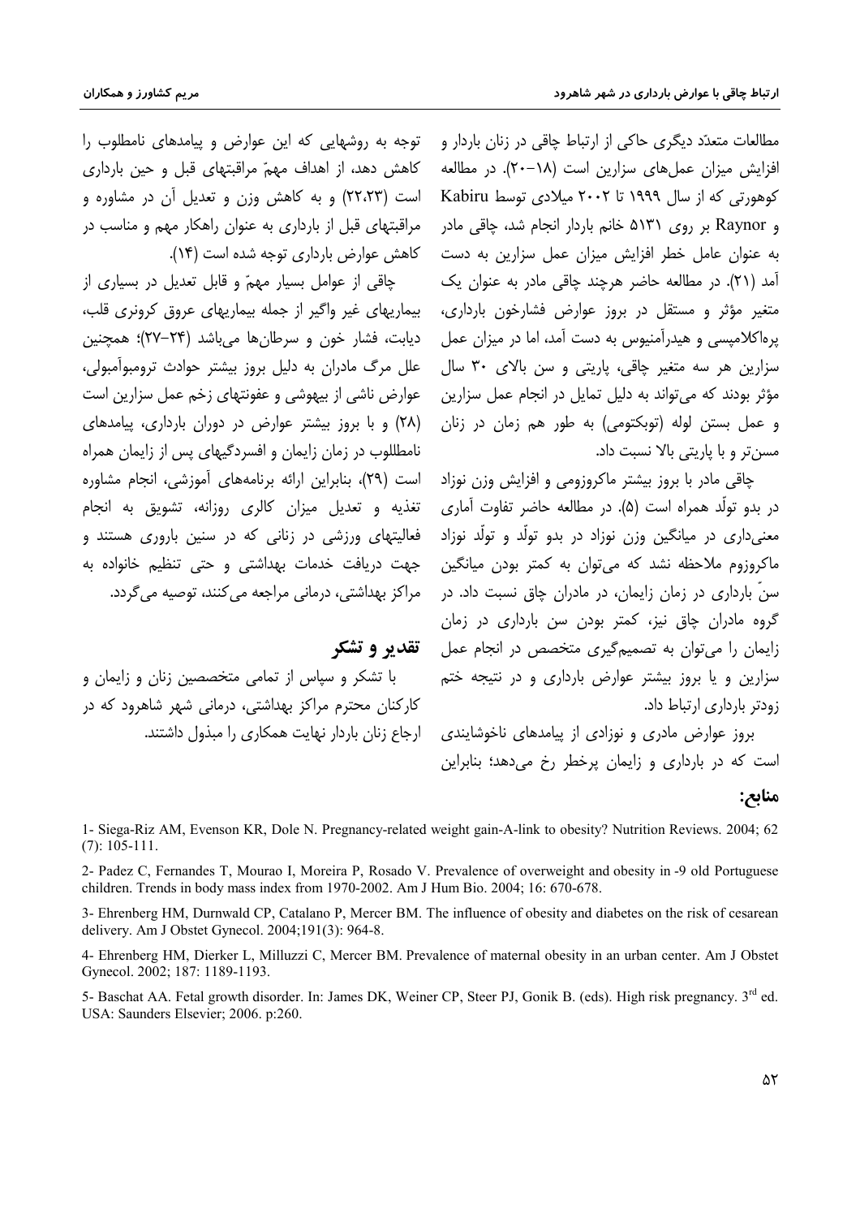مطالعات متعدّد دیگری حاکی از ارتباط چاقی در زنان باردار و افزایش میزان عمل‌های سزارین است (۱۸-۲۰). در مطالعه کوهورتی که از سال ۱۹۹۹ تا ۲۰۰۲ میلادی توسط Kabiru و Raynor بر روی ۵۱۳۱ خانم باردار انجام شد، چاقی مادر به عنوان عامل خطر افزایش میزان عمل سزارین به دست آمد (۲۱). در مطالعه حاضر هرچند چاقی مادر به عنوان یک متغیر مؤثر و مستقل در بروز عوارض فشارخون بارداری، پره‌اکلامپسی و هیدرآمنیوس به دست آمد، اما در میزان عمل سزارین هر سه متغیر چاقی، پاریتی و سن بالای ۳۰ سال مؤثر بودند که می‌تواند به دلیل تمایل در انجام عمل سزارین و عمل بستن لوله (توبکتومی) به طور هم زمان در زنان مسن‌تر و با پاریتی بالا نسبت داد.

چاقی مادر با بروز بیشتر ماکروزومی و افزایش وزن نوزاد در بدو تولّد همراه است (۵). در مطالعه حاضر تفاوت آماری معنی‌داری در میانگین وزن نوزاد در بدو تولّد و تولّد نوزاد ماکروزوم ملاحظه نشد که می‌توان به کمتر بودن میانگین سنّ بارداری در زمان زایمان، در مادران چاق نسبت داد. در گروه مادران چاق نیز، کمتر بودن سن بارداری در زمان زایمان را می‌توان به تصمیم‌گیری متخصص در انجام عمل سزارین و یا بروز بیشتر عوارض بارداری و در نتیجه ختم زودتر بارداری ارتباط داد.

بروز عوارض مادری و نوزادی از پیامدهای ناخوشایندی است که در بارداری و زایمان پرخطر رخ می‌دهد؛ بنابراین توجه به روشهایی که این عوارض و پیامدهای نامطلوب را کاهش دهد، از اهداف مهمّ مراقبتهای قبل و حین بارداری است (۲۲،۲۳) و به کاهش وزن و تعدیل آن در مشاوره و مراقبتهای قبل از بارداری به عنوان راهکار مهم و مناسب در کاهش عوارض بارداری توجه شده است (۱۴).

چاقی از عوامل بسیار مهمّ و قابل تعدیل در بسیاری از بیماریهای غیر واگیر از جمله بیماریهای عروق کرونری قلب، دیابت، فشار خون و سرطان‌ها می‌باشد (۲۴-۲۷)؛ همچنین علل مرگ مادران به دلیل بروز بیشتر حوادث ترومبوآمبولی، عوارض ناشی از بیهوشی و عفونتهای زخم عمل سزارین است (۲۸) و با بروز بیشتر عوارض در دوران بارداری، پیامدهای نامطللوب در زمان زایمان و افسردگیهای پس از زایمان همراه است (۲۹)، بنابراین ارائه برنامه‌های آموزشی، انجام مشاوره تغذیه و تعدیل میزان کالری روزانه، تشویق به انجام فعالیتهای ورزشی در زنانی که در سنین باروری هستند و جهت دریافت خدمات بهداشتی و حتی تنظیم خانواده به مراکز بهداشتی، درمانی مراجعه می‌کنند، توصیه می‌گردد.

## تقدیر و تشکر

با تشکر و سپاس از تمامی متخصصین زنان و زایمان و کارکنان محترم مراکز بهداشتی، درمانی شهر شاهرود که در ارجاع زنان باردار نهایت همکاری را مبذول داشتند.

## منابع:

1- Siega-Riz AM, Evenson KR, Dole N. Pregnancy-related weight gain-A-link to obesity? Nutrition Reviews. 2004; 62 (7): 105-111.

2- Padez C, Fernandes T, Mourao I, Moreira P, Rosado V. Prevalence of overweight and obesity in -9 old Portuguese children. Trends in body mass index from 1970-2002. Am J Hum Bio. 2004; 16: 670-678.

3- Ehrenberg HM, Durnwald CP, Catalano P, Mercer BM. The influence of obesity and diabetes on the risk of cesarean delivery. Am J Obstet Gynecol. 2004;191(3): 964-8.

4- Ehrenberg HM, Dierker L, Milluzzi C, Mercer BM. Prevalence of maternal obesity in an urban center. Am J Obstet Gynecol. 2002; 187: 1189-1193.

5- Baschat AA. Fetal growth disorder. In: James DK, Weiner CP, Steer PJ, Gonik B. (eds). High risk pregnancy. 3rd ed. USA: Saunders Elsevier; 2006. p:260.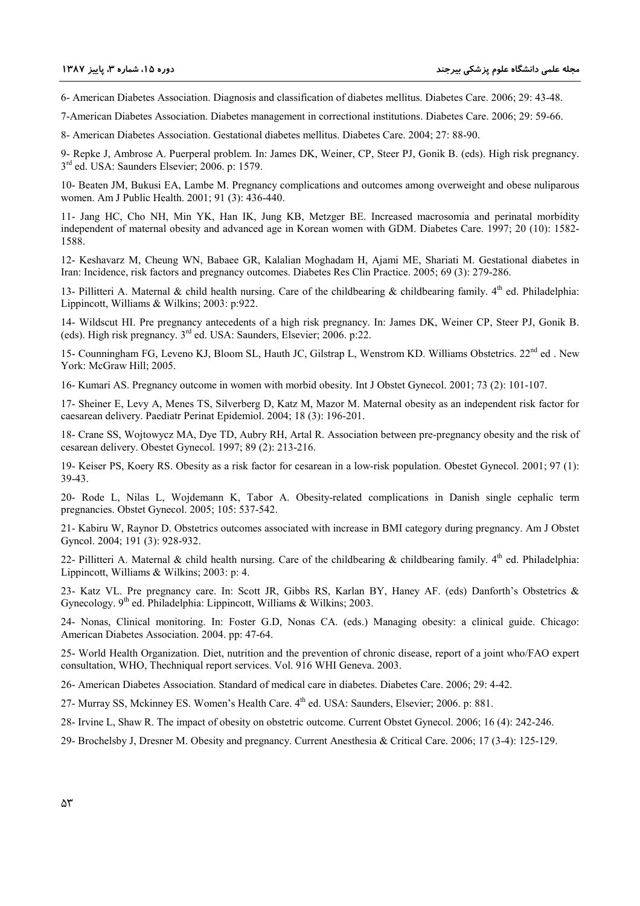6- American Diabetes Association. Diagnosis and classification of diabetes mellitus. Diabetes Care. 2006; 29: 43-48.

7-American Diabetes Association. Diabetes management in correctional institutions. Diabetes Care. 2006; 29: 59-66.

8- American Diabetes Association. Gestational diabetes mellitus. Diabetes Care. 2004; 27: 88-90.

9- Repke J, Ambrose A. Puerperal problem. In: James DK, Weiner, CP, Steer PJ, Gonik B. (eds). High risk pregnancy. 3rd ed. USA: Saunders Elsevier; 2006. p: 1579.

10- Beaten JM, Bukusi EA, Lambe M. Pregnancy complications and outcomes among overweight and obese nuliparous women. Am J Public Health. 2001; 91 (3): 436-440.

11- Jang HC, Cho NH, Min YK, Han IK, Jung KB, Metzger BE. Increased macrosomia and perinatal morbidity independent of maternal obesity and advanced age in Korean women with GDM. Diabetes Care. 1997; 20 (10): 1582-1588.

12- Keshavarz M, Cheung WN, Babaee GR, Kalalian Moghadam H, Ajami ME, Shariati M. Gestational diabetes in Iran: Incidence, risk factors and pregnancy outcomes. Diabetes Res Clin Practice. 2005; 69 (3): 279-286.

13- Pillitteri A. Maternal & child health nursing. Care of the childbearing & childbearing family. 4th ed. Philadelphia: Lippincott, Williams & Wilkins; 2003: p:922.

14- Wildscut HI. Pre pregnancy antecedents of a high risk pregnancy. In: James DK, Weiner CP, Steer PJ, Gonik B. (eds). High risk pregnancy. 3rd ed. USA: Saunders, Elsevier; 2006. p:22.

15- Counningham FG, Leveno KJ, Bloom SL, Hauth JC, Gilstrap L, Wenstrom KD. Williams Obstetrics. 22nd ed . New York: McGraw Hill; 2005.

16- Kumari AS. Pregnancy outcome in women with morbid obesity. Int J Obstet Gynecol. 2001; 73 (2): 101-107.

17- Sheiner E, Levy A, Menes TS, Silverberg D, Katz M, Mazor M. Maternal obesity as an independent risk factor for caesarean delivery. Paediatr Perinat Epidemiol. 2004; 18 (3): 196-201.

18- Crane SS, Wojtowycz MA, Dye TD, Aubry RH, Artal R. Association between pre-pregnancy obesity and the risk of cesarean delivery. Obestet Gynecol. 1997; 89 (2): 213-216.

19- Keiser PS, Koery RS. Obesity as a risk factor for cesarean in a low-risk population. Obestet Gynecol. 2001; 97 (1): 39-43.

20- Rode L, Nilas L, Wojdemann K, Tabor A. Obesity-related complications in Danish single cephalic term pregnancies. Obstet Gynecol. 2005; 105: 537-542.

21- Kabiru W, Raynor D. Obstetrics outcomes associated with increase in BMI category during pregnancy. Am J Obstet Gyncol. 2004; 191 (3): 928-932.

22- Pillitteri A. Maternal & child health nursing. Care of the childbearing & childbearing family. 4th ed. Philadelphia: Lippincott, Williams & Wilkins; 2003: p: 4.

23- Katz VL. Pre pregnancy care. In: Scott JR, Gibbs RS, Karlan BY, Haney AF. (eds) Danforth's Obstetrics & Gynecology. 9th ed. Philadelphia: Lippincott, Williams & Wilkins; 2003.

24- Nonas, Clinical monitoring. In: Foster G.D, Nonas CA. (eds.) Managing obesity: a clinical guide. Chicago: American Diabetes Association. 2004. pp: 47-64.

25- World Health Organization. Diet, nutrition and the prevention of chronic disease, report of a joint who/FAO expert consultation, WHO, Thechniqual report services. Vol. 916 WHI Geneva. 2003.

26- American Diabetes Association. Standard of medical care in diabetes. Diabetes Care. 2006; 29: 4-42.

27- Murray SS, Mckinney ES. Women's Health Care. 4th ed. USA: Saunders, Elsevier; 2006. p: 881.

28- Irvine L, Shaw R. The impact of obesity on obstetric outcome. Current Obstet Gynecol. 2006; 16 (4): 242-246.

29- Brochelsby J, Dresner M. Obesity and pregnancy. Current Anesthesia & Critical Care. 2006; 17 (3-4): 125-129.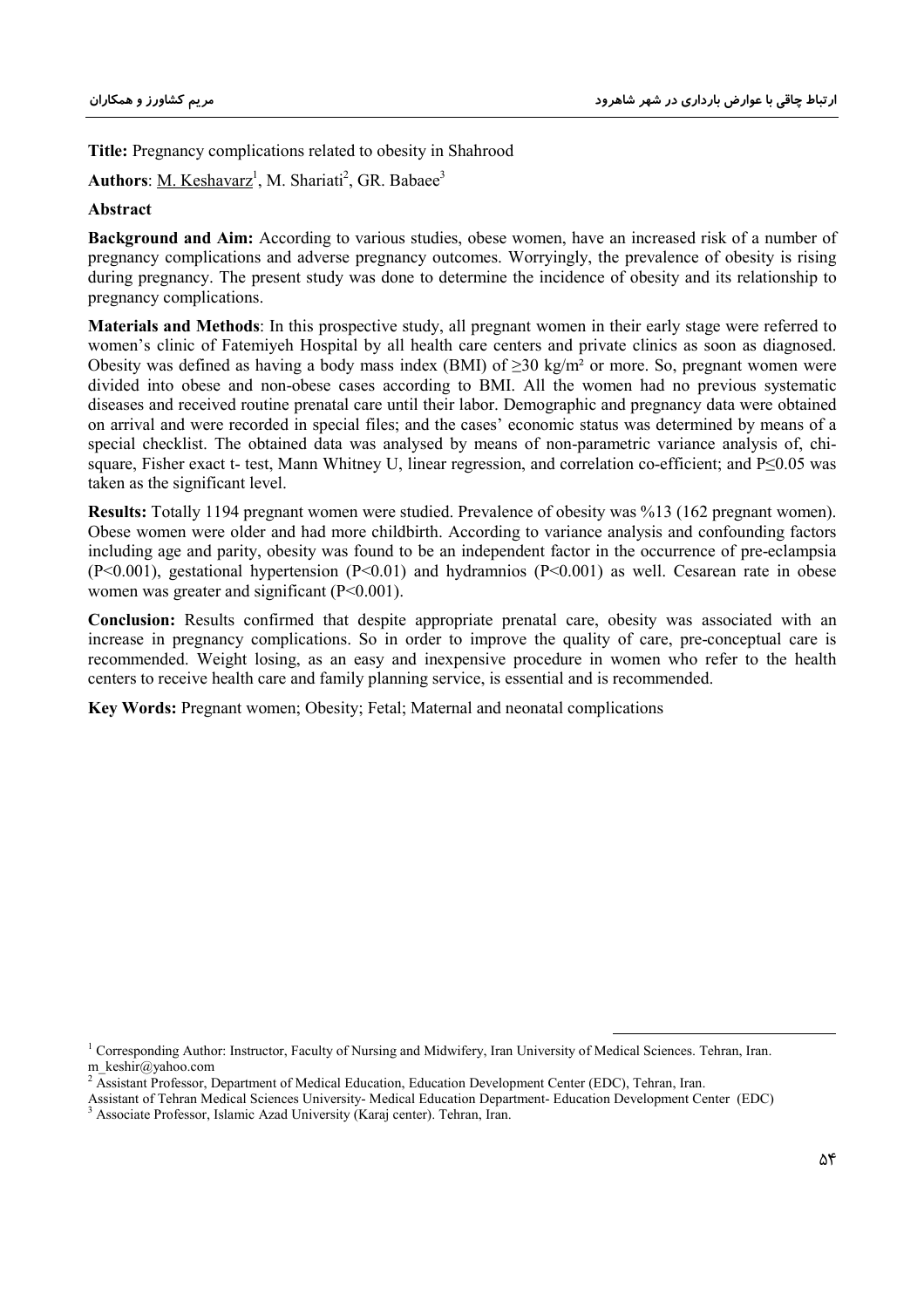**Title:** Pregnancy complications related to obesity in Shahrood

**Authors**: M. Keshavarz[1], M. Shariati[2], GR. Babaee[3]

**Abstract**

**Background and Aim:** According to various studies, obese women, have an increased risk of a number of pregnancy complications and adverse pregnancy outcomes. Worryingly, the prevalence of obesity is rising during pregnancy. The present study was done to determine the incidence of obesity and its relationship to pregnancy complications.

**Materials and Methods**: In this prospective study, all pregnant women in their early stage were referred to women's clinic of Fatemiyeh Hospital by all health care centers and private clinics as soon as diagnosed. Obesity was defined as having a body mass index (BMI) of $\geq 30$ kg/m² or more. So, pregnant women were divided into obese and non-obese cases according to BMI. All the women had no previous systematic diseases and received routine prenatal care until their labor. Demographic and pregnancy data were obtained on arrival and were recorded in special files; and the cases' economic status was determined by means of a special checklist. The obtained data was analysed by means of non-parametric variance analysis of, chi-square, Fisher exact t- test, Mann Whitney U, linear regression, and correlation co-efficient; and $P \leq 0.05$ was taken as the significant level.

**Results:** Totally 1194 pregnant women were studied. Prevalence of obesity was %13 (162 pregnant women). Obese women were older and had more childbirth. According to variance analysis and confounding factors including age and parity, obesity was found to be an independent factor in the occurrence of pre-eclampsia ($P<0.001$), gestational hypertension ($P<0.01$) and hydramnios ($P<0.001$) as well. Cesarean rate in obese women was greater and significant ($P<0.001$).

**Conclusion:** Results confirmed that despite appropriate prenatal care, obesity was associated with an increase in pregnancy complications. So in order to improve the quality of care, pre-conceptual care is recommended. Weight losing, as an easy and inexpensive procedure in women who refer to the health centers to receive health care and family planning service, is essential and is recommended.

**Key Words:** Pregnant women; Obesity; Fetal; Maternal and neonatal complications

---

[1] Corresponding Author: Instructor, Faculty of Nursing and Midwifery, Iran University of Medical Sciences. Tehran, Iran. m_keshir@yahoo.com

[2] Assistant Professor, Department of Medical Education, Education Development Center (EDC), Tehran, Iran. Assistant of Tehran Medical Sciences University- Medical Education Department- Education Development Center (EDC)

[3] Associate Professor, Islamic Azad University (Karaj center). Tehran, Iran.